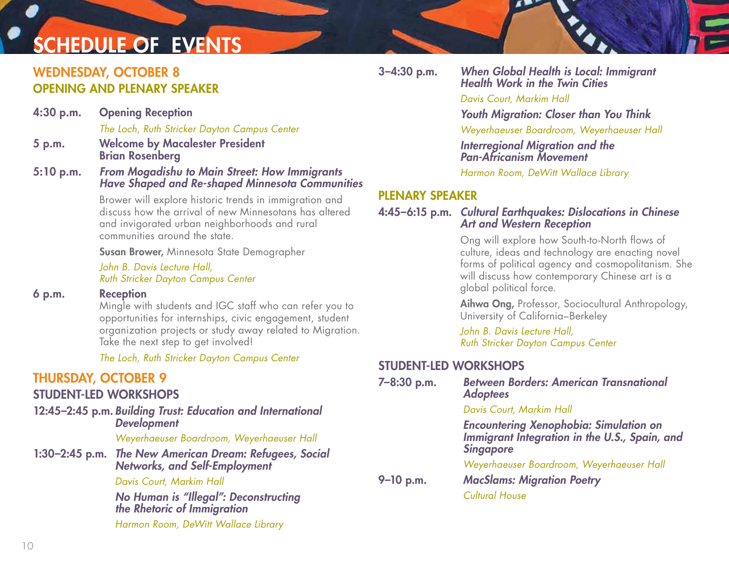# SCHEDULE OF EVENTS

## WEDNESDAY, OCTOBER 8
### OPENING AND PLENARY SPEAKER

**4:30 p.m.** **Opening Reception**
*The Loch, Ruth Stricker Dayton Campus Center*

**5 p.m.** **Welcome by Macalester President Brian Rosenberg**

**5:10 p.m.** ***From Mogadishu to Main Street: How Immigrants Have Shaped and Re-shaped Minnesota Communities***

Brower will explore historic trends in immigration and discuss how the arrival of new Minnesotans has altered and invigorated urban neighborhoods and rural communities around the state.

**Susan Brower,** Minnesota State Demographer

*John B. Davis Lecture Hall, Ruth Stricker Dayton Campus Center*

**6 p.m.** **Reception**
Mingle with students and IGC staff who can refer you to opportunities for internships, civic engagement, student organization projects or study away related to Migration. Take the next step to get involved!

*The Loch, Ruth Stricker Dayton Campus Center*

## THURSDAY, OCTOBER 9
### STUDENT-LED WORKSHOPS

**12:45–2:45 p.m.** ***Building Trust: Education and International Development***
*Weyerhaeuser Boardroom, Weyerhaeuser Hall*

**1:30–2:45 p.m.** ***The New American Dream: Refugees, Social Networks, and Self-Employment***
*Davis Court, Markim Hall*

***No Human is "Illegal": Deconstructing the Rhetoric of Immigration***
*Harmon Room, DeWitt Wallace Library*

**3–4:30 p.m.** ***When Global Health is Local: Immigrant Health Work in the Twin Cities***
*Davis Court, Markim Hall*

***Youth Migration: Closer than You Think***
*Weyerhaeuser Boardroom, Weyerhaeuser Hall*

***Interregional Migration and the Pan-Africanism Movement***
*Harmon Room, DeWitt Wallace Library*

### PLENARY SPEAKER

**4:45–6:15 p.m.** ***Cultural Earthquakes: Dislocations in Chinese Art and Western Reception***

Ong will explore how South-to-North flows of culture, ideas and technology are enacting novel forms of political agency and cosmopolitanism. She will discuss how contemporary Chinese art is a global political force.

**Aihwa Ong,** Professor, Sociocultural Anthropology, University of California–Berkeley

*John B. Davis Lecture Hall, Ruth Stricker Dayton Campus Center*

### STUDENT-LED WORKSHOPS

**7–8:30 p.m.** ***Between Borders: American Transnational Adoptees***
*Davis Court, Markim Hall*

***Encountering Xenophobia: Simulation on Immigrant Integration in the U.S., Spain, and Singapore***
*Weyerhaeuser Boardroom, Weyerhaeuser Hall*

**9–10 p.m.** ***MacSlams: Migration Poetry***
*Cultural House*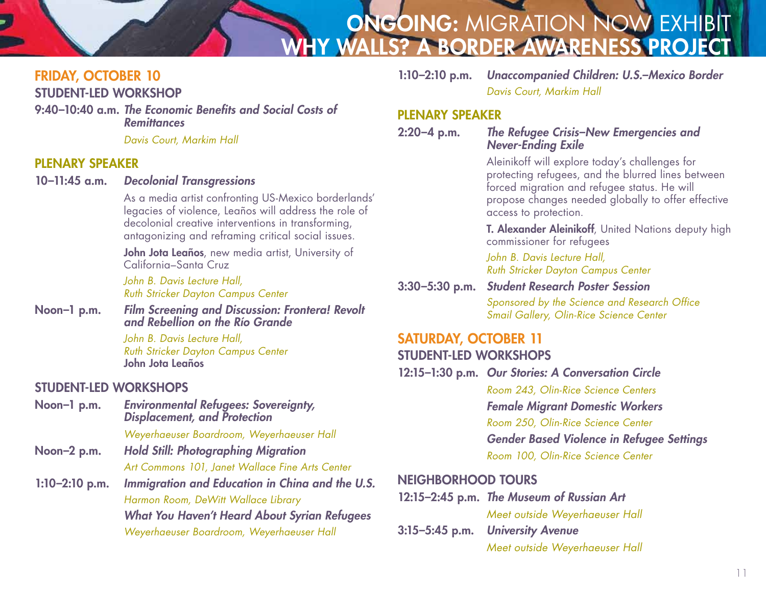# ONGOING: MIGRATION NOW EXHIBIT
# WHY WALLS? A BORDER AWARENESS PROJECT

## FRIDAY, OCTOBER 10

### STUDENT-LED WORKSHOP

**9:40–10:40 a.m.** ***The Economic Benefits and Social Costs of Remittances***

*Davis Court, Markim Hall*

### PLENARY SPEAKER

**10–11:45 a.m.** ***Decolonial Transgressions***

As a media artist confronting US-Mexico borderlands' legacies of violence, Leaños will address the role of decolonial creative interventions in transforming, antagonizing and reframing critical social issues.

**John Jota Leaños**, new media artist, University of California–Santa Cruz

*John B. Davis Lecture Hall,*
*Ruth Stricker Dayton Campus Center*

**Noon–1 p.m.** ***Film Screening and Discussion: Frontera! Revolt and Rebellion on the Río Grande***

*John B. Davis Lecture Hall,*
*Ruth Stricker Dayton Campus Center*
**John Jota Leaños**

### STUDENT-LED WORKSHOPS

**Noon–1 p.m.** ***Environmental Refugees: Sovereignty, Displacement, and Protection***

*Weyerhaeuser Boardroom, Weyerhaeuser Hall*

**Noon–2 p.m.** ***Hold Still: Photographing Migration***

*Art Commons 101, Janet Wallace Fine Arts Center*

**1:10–2:10 p.m.** ***Immigration and Education in China and the U.S.***

*Harmon Room, DeWitt Wallace Library*

***What You Haven't Heard About Syrian Refugees***

*Weyerhaeuser Boardroom, Weyerhaeuser Hall*

**1:10–2:10 p.m.** ***Unaccompanied Children: U.S.–Mexico Border***

*Davis Court, Markim Hall*

### PLENARY SPEAKER

**2:20–4 p.m.** ***The Refugee Crisis–New Emergencies and Never-Ending Exile***

Aleinikoff will explore today's challenges for protecting refugees, and the blurred lines between forced migration and refugee status. He will propose changes needed globally to offer effective access to protection.

**T. Alexander Aleinikoff**, United Nations deputy high commissioner for refugees

*John B. Davis Lecture Hall,*
*Ruth Stricker Dayton Campus Center*

**3:30–5:30 p.m.** ***Student Research Poster Session***

*Sponsored by the Science and Research Office*
*Smail Gallery, Olin-Rice Science Center*

## SATURDAY, OCTOBER 11

### STUDENT-LED WORKSHOPS

**12:15–1:30 p.m.** ***Our Stories: A Conversation Circle***

*Room 243, Olin-Rice Science Centers*

***Female Migrant Domestic Workers***

*Room 250, Olin-Rice Science Center*

***Gender Based Violence in Refugee Settings***

*Room 100, Olin-Rice Science Center*

### NEIGHBORHOOD TOURS

**12:15–2:45 p.m.** ***The Museum of Russian Art***

*Meet outside Weyerhaeuser Hall*

**3:15–5:45 p.m.** ***University Avenue***

*Meet outside Weyerhaeuser Hall*